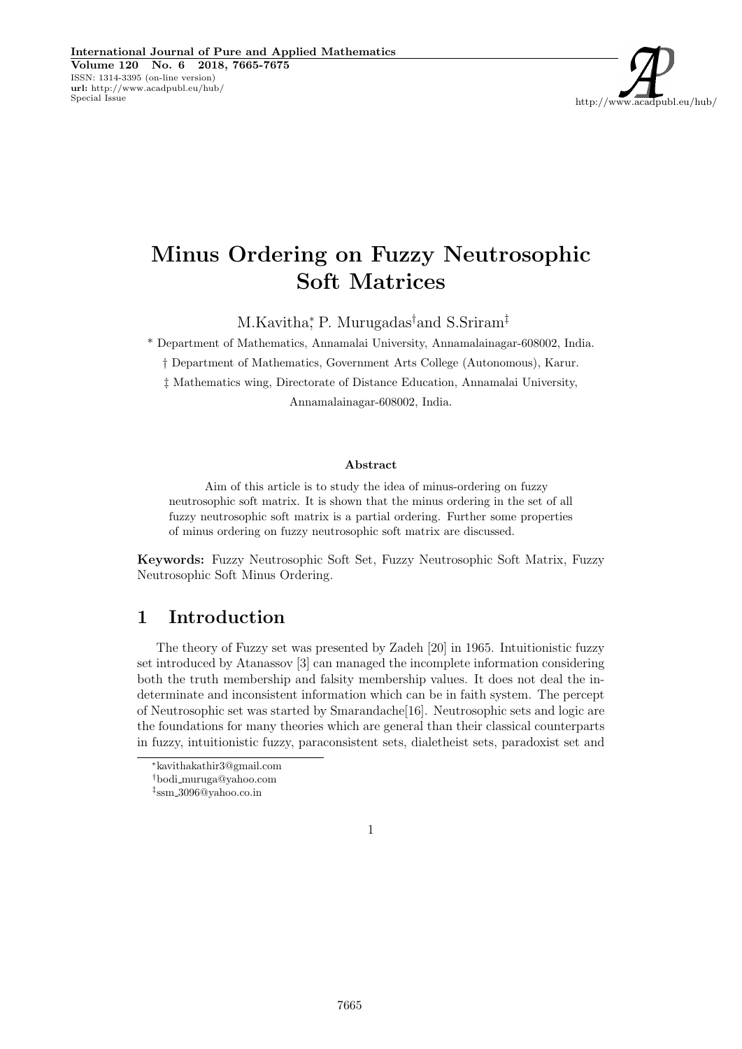# Minus Ordering on Fuzzy Neutrosophic Soft Matrices

M.Kavitha,* P. Murugadas† and S.Sriram‡

* Department of Mathematics, Annamalai University, Annamalainagar-608002, India.

† Department of Mathematics, Government Arts College (Autonomous), Karur.

‡ Mathematics wing, Directorate of Distance Education, Annamalai University, Annamalainagar-608002, India.

### Abstract

Aim of this article is to study the idea of minus-ordering on fuzzy neutrosophic soft matrix. It is shown that the minus ordering in the set of all fuzzy neutrosophic soft matrix is a partial ordering. Further some properties of minus ordering on fuzzy neutrosophic soft matrix are discussed.

**Keywords:** Fuzzy Neutrosophic Soft Set, Fuzzy Neutrosophic Soft Matrix, Fuzzy Neutrosophic Soft Minus Ordering.

## 1 Introduction

The theory of Fuzzy set was presented by Zadeh [20] in 1965. Intuitionistic fuzzy set introduced by Atanassov [3] can managed the incomplete information considering both the truth membership and falsity membership values. It does not deal the indeterminate and inconsistent information which can be in faith system. The percept of Neutrosophic set was started by Smarandache[16]. Neutrosophic sets and logic are the foundations for many theories which are general than their classical counterparts in fuzzy, intuitionistic fuzzy, paraconsistent sets, dialetheist sets, paradoxist set and

---

*kavithakathir3@gmail.com

†bodi_muruga@yahoo.com

‡ssm_3096@yahoo.co.in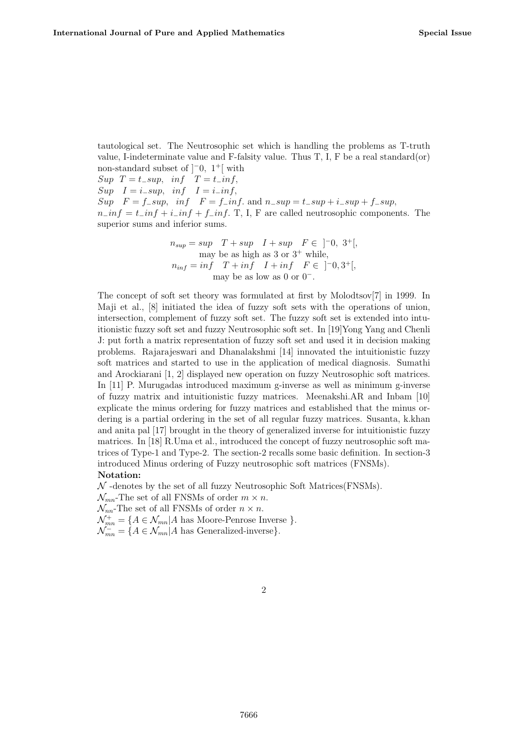tautological set. The Neutrosophic set which is handling the problems as T-truth value, I-indeterminate value and F-falsity value. Thus T, I, F be a real standard(or) non-standard subset of $]^{-}0,\ 1^{+}[$ with
$Sup\ \ T = t\_sup,\ \ inf\ \ \ T = t\_inf,$
$Sup\ \ \ I = i\_sup,\ \ inf\ \ \ I = i\_inf,$
$Sup\ \ \ F = f\_sup,\ \ inf\ \ \ F = f\_inf.$ and $n\_sup = t\_sup + i\_sup + f\_sup,$
$n\_inf = t\_inf + i\_inf + f\_inf.$ T, I, F are called neutrosophic components. The superior sums and inferior sums.

$$n_{sup} = sup\quad T + sup\quad I + sup\quad F \in\ ]^{-}0,\ 3^{+}[,$$
$$\text{may be as high as 3 or } 3^{+} \text{ while,}$$
$$n_{inf} = inf\quad T + inf\quad I + inf\quad F \in\ ]^{-}0, 3^{+}[,$$
$$\text{may be as low as 0 or } 0^{-}.$$

The concept of soft set theory was formulated at first by Molodtsov[7] in 1999. In Maji et al., [8] initiated the idea of fuzzy soft sets with the operations of union, intersection, complement of fuzzy soft set. The fuzzy soft set is extended into intuitionistic fuzzy soft set and fuzzy Neutrosophic soft set. In [19]Yong Yang and Chenli J: put forth a matrix representation of fuzzy soft set and used it in decision making problems. Rajarajeswari and Dhanalakshmi [14] innovated the intuitionistic fuzzy soft matrices and started to use in the application of medical diagnosis. Sumathi and Arockiarani [1, 2] displayed new operation on fuzzy Neutrosophic soft matrices. In [11] P. Murugadas introduced maximum g-inverse as well as minimum g-inverse of fuzzy matrix and intuitionistic fuzzy matrices. Meenakshi.AR and Inbam [10] explicate the minus ordering for fuzzy matrices and established that the minus ordering is a partial ordering in the set of all regular fuzzy matrices. Susanta, k.khan and anita pal [17] brought in the theory of generalized inverse for intuitionistic fuzzy matrices. In [18] R.Uma et al., introduced the concept of fuzzy neutrosophic soft matrices of Type-1 and Type-2. The section-2 recalls some basic definition. In section-3 introduced Minus ordering of Fuzzy neutrosophic soft matrices (FNSMs).

**Notation:**

$\mathcal{N}$ -denotes by the set of all fuzzy Neutrosophic Soft Matrices(FNSMs).
$\mathcal{N}_{mn}$-The set of all FNSMs of order $m \times n$.
$\mathcal{N}_{nn}$-The set of all FNSMs of order $n \times n$.
$\mathcal{N}^{+}_{mn} = \{A \in \mathcal{N}_{mn} | A \text{ has Moore-Penrose Inverse } \}$.
$\mathcal{N}^{-}_{mn} = \{A \in \mathcal{N}_{mn} | A \text{ has Generalized-inverse}\}$.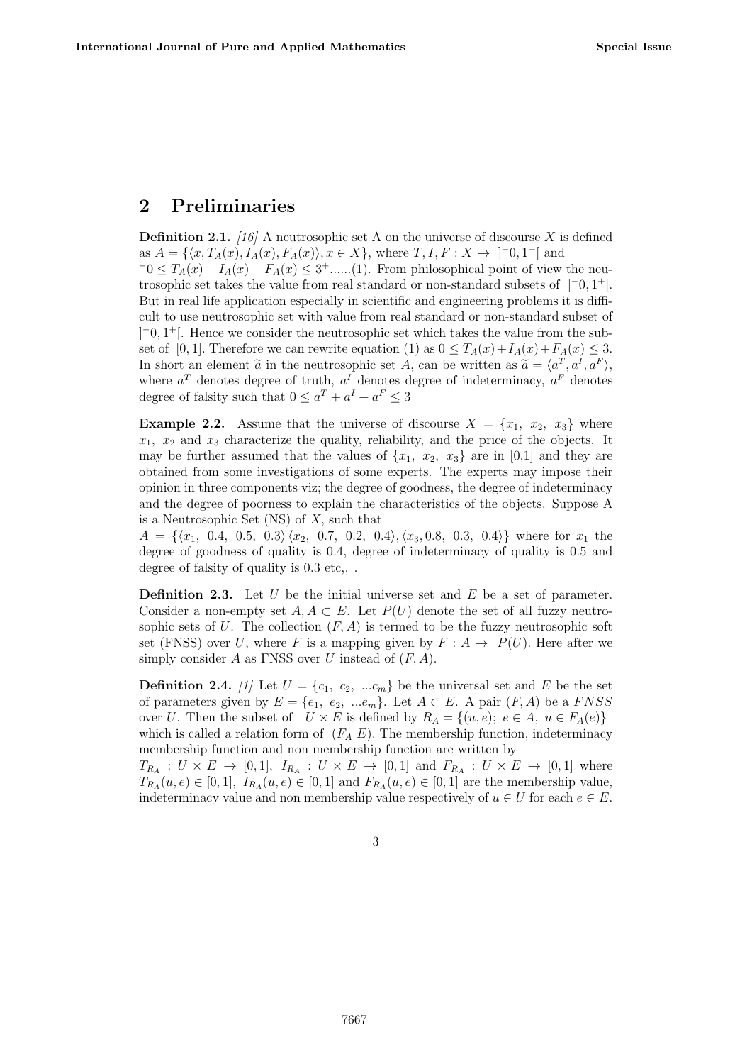## 2 Preliminaries

**Definition 2.1.** *[16]* A neutrosophic set A on the universe of discourse $X$ is defined as $A = \{\langle x, T_A(x), I_A(x), F_A(x) \rangle, x \in X\}$, where $T, I, F : X \rightarrow\ ]^{-}0, 1^{+}[$ and $^{-}0 \leq T_A(x) + I_A(x) + F_A(x) \leq 3^{+}$......(1). From philosophical point of view the neutrosophic set takes the value from real standard or non-standard subsets of $]^{-}0, 1^{+}[$. But in real life application especially in scientific and engineering problems it is difficult to use neutrosophic set with value from real standard or non-standard subset of $]^{-}0, 1^{+}[$. Hence we consider the neutrosophic set which takes the value from the subset of $[0, 1]$. Therefore we can rewrite equation (1) as $0 \leq T_A(x) + I_A(x) + F_A(x) \leq 3$. In short an element $\widetilde{a}$ in the neutrosophic set $A$, can be written as $\widetilde{a} = \langle a^T, a^I, a^F \rangle$, where $a^T$ denotes degree of truth, $a^I$ denotes degree of indeterminacy, $a^F$ denotes degree of falsity such that $0 \leq a^T + a^I + a^F \leq 3$

**Example 2.2.** Assume that the universe of discourse $X = \{x_1,\ x_2,\ x_3\}$ where $x_1,\ x_2$ and $x_3$ characterize the quality, reliability, and the price of the objects. It may be further assumed that the values of $\{x_1,\ x_2,\ x_3\}$ are in [0,1] and they are obtained from some investigations of some experts. The experts may impose their opinion in three components viz; the degree of goodness, the degree of indeterminacy and the degree of poorness to explain the characteristics of the objects. Suppose A is a Neutrosophic Set (NS) of $X$, such that

$A = \{\langle x_1,\ 0.4,\ 0.5,\ 0.3 \rangle \langle x_2,\ 0.7,\ 0.2,\ 0.4 \rangle, \langle x_3, 0.8,\ 0.3,\ 0.4 \rangle\}$ where for $x_1$ the degree of goodness of quality is 0.4, degree of indeterminacy of quality is 0.5 and degree of falsity of quality is 0.3 etc,. .

**Definition 2.3.** Let $U$ be the initial universe set and $E$ be a set of parameter. Consider a non-empty set $A, A \subset E$. Let $P(U)$ denote the set of all fuzzy neutrosophic sets of $U$. The collection $(F, A)$ is termed to be the fuzzy neutrosophic soft set (FNSS) over $U$, where $F$ is a mapping given by $F : A \rightarrow\ P(U)$. Here after we simply consider $A$ as FNSS over $U$ instead of $(F, A)$.

**Definition 2.4.** *[1]* Let $U = \{c_1,\ c_2,\ ...c_m\}$ be the universal set and $E$ be the set of parameters given by $E = \{e_1,\ e_2,\ ...e_m\}$. Let $A \subset E$. A pair $(F, A)$ be a $FNSS$ over $U$. Then the subset of $\ U \times E$ is defined by $R_A = \{(u, e);\ e \in A,\ u \in F_A(e)\}$ which is called a relation form of $(F_A\ E)$. The membership function, indeterminacy membership function and non membership function are written by

$T_{R_A} : U \times E \rightarrow [0, 1]$, $I_{R_A} : U \times E \rightarrow [0, 1]$ and $F_{R_A} : U \times E \rightarrow [0, 1]$ where $T_{R_A}(u, e) \in [0, 1]$, $I_{R_A}(u, e) \in [0, 1]$ and $F_{R_A}(u, e) \in [0, 1]$ are the membership value, indeterminacy value and non membership value respectively of $u \in U$ for each $e \in E$.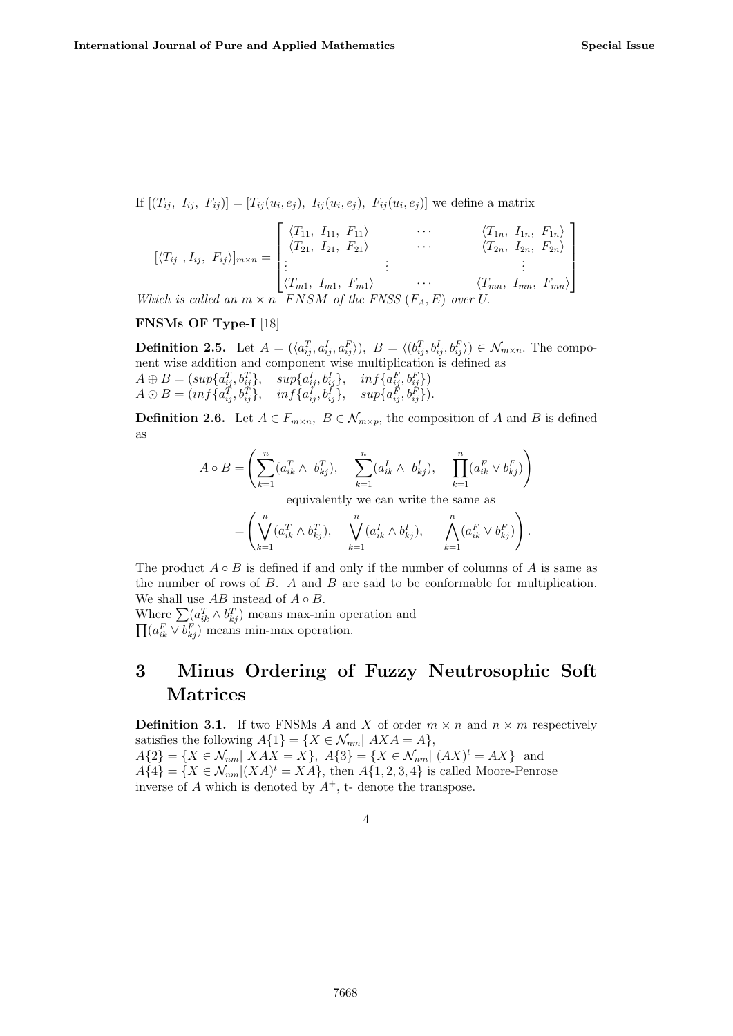If $[(T_{ij},\ I_{ij},\ F_{ij})] = [T_{ij}(u_i, e_j),\ I_{ij}(u_i, e_j),\ F_{ij}(u_i, e_j)]$ we define a matrix

$$[\langle T_{ij}\ , I_{ij},\ F_{ij}\rangle]_{m\times n} = \begin{bmatrix} \langle T_{11},\ I_{11},\ F_{11}\rangle & \cdots & \langle T_{1n},\ I_{1n},\ F_{1n}\rangle \\ \langle T_{21},\ I_{21},\ F_{21}\rangle & \cdots & \langle T_{2n},\ I_{2n},\ F_{2n}\rangle \\ \vdots & \vdots & \vdots \\ \langle T_{m1},\ I_{m1},\ F_{m1}\rangle & \cdots & \langle T_{mn},\ I_{mn},\ F_{mn}\rangle \end{bmatrix}$$

*Which is called an $m \times n$ FNSM of the FNSS $(F_A, E)$ over U.*

**FNSMs OF Type-I** [18]

**Definition 2.5.** Let $A = (\langle a^T_{ij}, a^I_{ij}, a^F_{ij}\rangle),\ B = \langle (b^T_{ij}, b^I_{ij}, b^F_{ij}\rangle) \in \mathcal{N}_{m\times n}$. The component wise addition and component wise multiplication is defined as
$A \oplus B = (sup\{a^T_{ij}, b^T_{ij}\},\quad sup\{a^I_{ij}, b^I_{ij}\},\quad inf\{a^F_{ij}, b^F_{ij}\})$
$A \odot B = (inf\{a^T_{ij}, b^T_{ij}\},\quad inf\{a^I_{ij}, b^I_{ij}\},\quad sup\{a^F_{ij}, b^F_{ij}\})$.

**Definition 2.6.** Let $A \in F_{m\times n},\ B \in \mathcal{N}_{m\times p}$, the composition of $A$ and $B$ is defined as

$$A \circ B = \left( \sum_{k=1}^{n} (a^T_{ik} \wedge\ b^T_{kj}),\quad \sum_{k=1}^{n} (a^I_{ik} \wedge\ b^I_{kj}),\quad \prod_{k=1}^{n} (a^F_{ik} \vee b^F_{kj}) \right)$$

equivalently we can write the same as

$$= \left( \bigvee_{k=1}^{n} (a^T_{ik} \wedge b^T_{kj}),\quad \bigvee_{k=1}^{n} (a^I_{ik} \wedge b^I_{kj}),\quad \bigwedge_{k=1}^{n} (a^F_{ik} \vee b^F_{kj}) \right).$$

The product $A \circ B$ is defined if and only if the number of columns of $A$ is same as the number of rows of $B$. $A$ and $B$ are said to be conformable for multiplication. We shall use $AB$ instead of $A \circ B$.
Where $\sum (a^T_{ik} \wedge b^T_{kj})$ means max-min operation and
$\prod (a^F_{ik} \vee b^F_{kj})$ means min-max operation.

# 3 Minus Ordering of Fuzzy Neutrosophic Soft Matrices

**Definition 3.1.** If two FNSMs $A$ and $X$ of order $m \times n$ and $n \times m$ respectively satisfies the following $A\{1\} = \{X \in \mathcal{N}_{nm} |\ AXA = A\}$,
$A\{2\} = \{X \in \mathcal{N}_{nm} |\ XAX = X\},\ A\{3\} = \{X \in \mathcal{N}_{nm} |\ (AX)^t = AX\}$ and
$A\{4\} = \{X \in \mathcal{N}_{nm} | (XA)^t = XA\}$, then $A\{1, 2, 3, 4\}$ is called Moore-Penrose inverse of $A$ which is denoted by $A^+$, t- denote the transpose.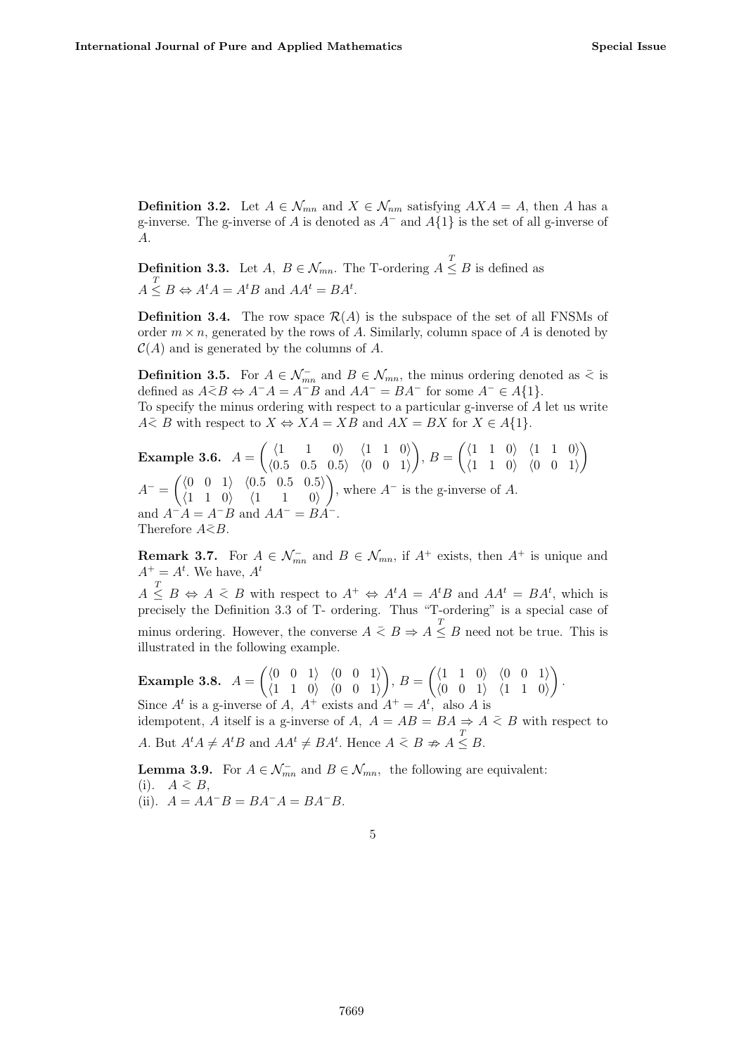**Definition 3.2.** Let $A \in \mathcal{N}_{mn}$ and $X \in \mathcal{N}_{nm}$ satisfying $AXA = A$, then $A$ has a g-inverse. The g-inverse of $A$ is denoted as $A^-$ and $A\{1\}$ is the set of all g-inverse of $A$.

**Definition 3.3.** Let $A,\ B \in \mathcal{N}_{mn}$. The T-ordering $A \overset{T}{\leq} B$ is defined as
$A \overset{T}{\leq} B \Leftrightarrow A^tA = A^tB$ and $AA^t = BA^t$.

**Definition 3.4.** The row space $\mathcal{R}(A)$ is the subspace of the set of all FNSMs of order $m \times n$, generated by the rows of $A$. Similarly, column space of $A$ is denoted by $\mathcal{C}(A)$ and is generated by the columns of $A$.

**Definition 3.5.** For $A \in \mathcal{N}_{mn}^-$ and $B \in \mathcal{N}_{mn}$, the minus ordering denoted as $\bar{<}$ is defined as $A \bar{<} B \Leftrightarrow A^-A = A^-B$ and $AA^- = BA^-$ for some $A^- \in A\{1\}$.
To specify the minus ordering with respect to a particular g-inverse of $A$ let us write $A \bar{<}\ B$ with respect to $X \Leftrightarrow XA = XB$ and $AX = BX$ for $X \in A\{1\}$.

**Example 3.6.** $A = \begin{pmatrix} \langle 1 & 1 & 0 \rangle & \langle 1 & 1 & 0 \rangle \\ \langle 0.5 & 0.5 & 0.5 \rangle & \langle 0 & 0 & 1 \rangle \end{pmatrix}$, $B = \begin{pmatrix} \langle 1 & 1 & 0 \rangle & \langle 1 & 1 & 0 \rangle \\ \langle 1 & 1 & 0 \rangle & \langle 0 & 0 & 1 \rangle \end{pmatrix}$
$A^- = \begin{pmatrix} \langle 0 & 0 & 1 \rangle & \langle 0.5 & 0.5 & 0.5 \rangle \\ \langle 1 & 1 & 0 \rangle & \langle 1 & 1 & 0 \rangle \end{pmatrix}$, where $A^-$ is the g-inverse of $A$.
and $A^-A = A^-B$ and $AA^- = BA^-$.
Therefore $A \bar{<} B$.

**Remark 3.7.** For $A \in \mathcal{N}_{mn}^-$ and $B \in \mathcal{N}_{mn}$, if $A^+$ exists, then $A^+$ is unique and $A^+ = A^t$. We have, $A^t$
$A \overset{T}{\leq} B \Leftrightarrow A \bar{<} B$ with respect to $A^+ \Leftrightarrow A^tA = A^tB$ and $AA^t = BA^t$, which is precisely the Definition 3.3 of T- ordering. Thus "T-ordering" is a special case of minus ordering. However, the converse $A \bar{<} B \Rightarrow A \overset{T}{\leq} B$ need not be true. This is illustrated in the following example.

**Example 3.8.** $A = \begin{pmatrix} \langle 0 & 0 & 1 \rangle & \langle 0 & 0 & 1 \rangle \\ \langle 1 & 1 & 0 \rangle & \langle 0 & 0 & 1 \rangle \end{pmatrix}$, $B = \begin{pmatrix} \langle 1 & 1 & 0 \rangle & \langle 0 & 0 & 1 \rangle \\ \langle 0 & 0 & 1 \rangle & \langle 1 & 1 & 0 \rangle \end{pmatrix}$.
Since $A^t$ is a g-inverse of $A$, $A^+$ exists and $A^+ = A^t$, also $A$ is idempotent, $A$ itself is a g-inverse of $A$, $A = AB = BA \Rightarrow A \bar{<} B$ with respect to $A$. But $A^tA \neq A^tB$ and $AA^t \neq BA^t$. Hence $A \bar{<} B \nRightarrow A \overset{T}{\leq} B$.

**Lemma 3.9.** For $A \in \mathcal{N}_{mn}^-$ and $B \in \mathcal{N}_{mn}$, the following are equivalent:
(i). $A \bar{<} B$,
(ii). $A = AA^-B = BA^-A = BA^-B$.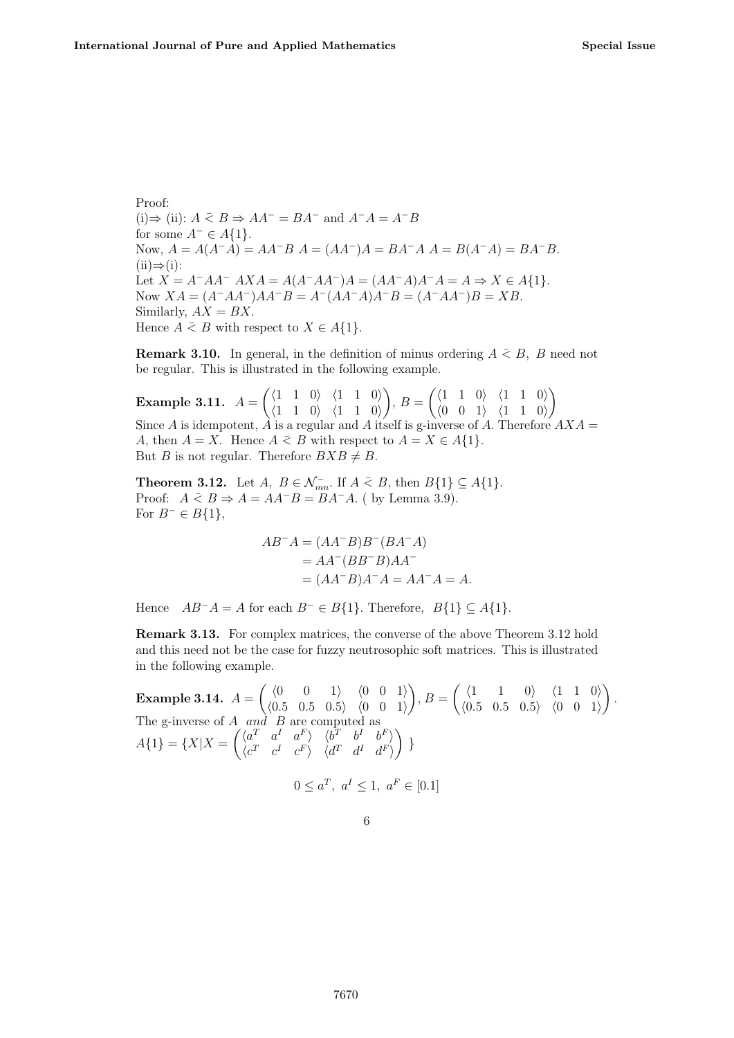Proof:
(i)⇒ (ii): $A \bar{<} B \Rightarrow AA^- = BA^-$ and $A^-A = A^-B$
for some $A^- \in A\{1\}$.
Now, $A = A(A^-A) = AA^-B$ $A = (AA^-)A = BA^-A$ $A = B(A^-A) = BA^-B$.
(ii)⇒(i):
Let $X = A^-AA^-$ $AXA = A(A^-AA^-)A = (AA^-A)A^-A = A \Rightarrow X \in A\{1\}$.
Now $XA = (A^-AA^-)AA^-B = A^-(AA^-A)A^-B = (A^-AA^-)B = XB$.
Similarly, $AX = BX$.
Hence $A \bar{<} B$ with respect to $X \in A\{1\}$.

**Remark 3.10.** In general, in the definition of minus ordering $A \bar{<} B$, $B$ need not be regular. This is illustrated in the following example.

**Example 3.11.** $A = \begin{pmatrix} \langle 1 \quad 1 \quad 0 \rangle & \langle 1 \quad 1 \quad 0 \rangle \\ \langle 1 \quad 1 \quad 0 \rangle & \langle 1 \quad 1 \quad 0 \rangle \end{pmatrix}$, $B = \begin{pmatrix} \langle 1 \quad 1 \quad 0 \rangle & \langle 1 \quad 1 \quad 0 \rangle \\ \langle 0 \quad 0 \quad 1 \rangle & \langle 1 \quad 1 \quad 0 \rangle \end{pmatrix}$
Since $A$ is idempotent, $A$ is a regular and $A$ itself is g-inverse of $A$. Therefore $AXA = A$, then $A = X$. Hence $A \bar{<} B$ with respect to $A = X \in A\{1\}$.
But $B$ is not regular. Therefore $BXB \neq B$.

**Theorem 3.12.** Let $A,\ B \in \mathcal{N}^-_{mn}$. If $A \bar{<} B$, then $B\{1\} \subseteq A\{1\}$.
Proof: $A \bar{<} B \Rightarrow A = AA^-B = BA^-A$. ( by Lemma 3.9).
For $B^- \in B\{1\}$,

$$\begin{aligned} AB^-A &= (AA^-B)B^-(BA^-A) \\ &= AA^-(BB^-B)AA^- \\ &= (AA^-B)A^-A = AA^-A = A. \end{aligned}$$

Hence $AB^-A = A$ for each $B^- \in B\{1\}$. Therefore, $B\{1\} \subseteq A\{1\}$.

**Remark 3.13.** For complex matrices, the converse of the above Theorem 3.12 hold and this need not be the case for fuzzy neutrosophic soft matrices. This is illustrated in the following example.

**Example 3.14.** $A = \begin{pmatrix} \langle 0 \quad 0 \quad 1 \rangle & \langle 0 \quad 0 \quad 1 \rangle \\ \langle 0.5 \quad 0.5 \quad 0.5 \rangle & \langle 0 \quad 0 \quad 1 \rangle \end{pmatrix}$, $B = \begin{pmatrix} \langle 1 \quad 1 \quad 0 \rangle & \langle 1 \quad 1 \quad 0 \rangle \\ \langle 0.5 \quad 0.5 \quad 0.5 \rangle & \langle 0 \quad 0 \quad 1 \rangle \end{pmatrix}$.
The g-inverse of $A$ *and* $B$ are computed as
$A\{1\} = \{X | X = \begin{pmatrix} \langle a^T \quad a^I \quad a^F \rangle & \langle b^T \quad b^I \quad b^F \rangle \\ \langle c^T \quad c^I \quad c^F \rangle & \langle d^T \quad d^I \quad d^F \rangle \end{pmatrix} \}$

$$0 \leq a^T,\ a^I \leq 1,\ a^F \in [0.1]$$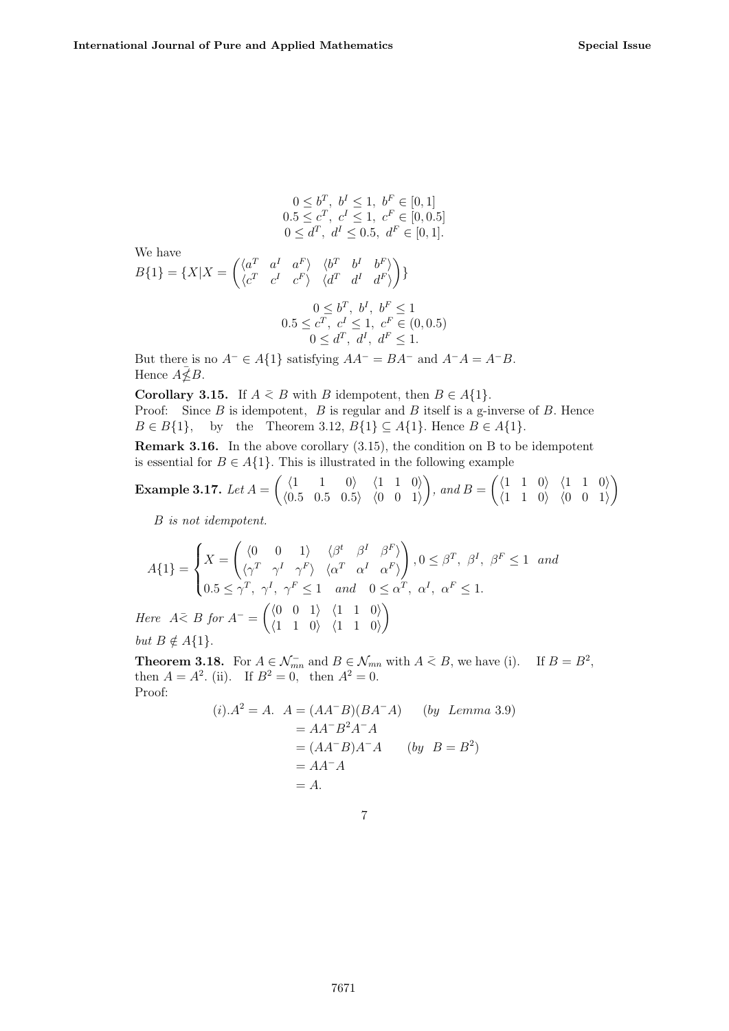$$0 \leq b^T,\ b^I \leq 1,\ b^F \in [0,1]$$
$$0.5 \leq c^T,\ c^I \leq 1,\ c^F \in [0,0.5]$$
$$0 \leq d^T,\ d^I \leq 0.5,\ d^F \in [0,1].$$

We have

$B\{1\} = \{X | X = \begin{pmatrix} \langle a^T & a^I & a^F \rangle & \langle b^T & b^I & b^F \rangle \\ \langle c^T & c^I & c^F \rangle & \langle d^T & d^I & d^F \rangle \end{pmatrix}\}$

$$0 \leq b^T,\ b^I,\ b^F \leq 1$$
$$0.5 \leq c^T,\ c^I \leq 1,\ c^F \in (0,0.5)$$
$$0 \leq d^T,\ d^I,\ d^F \leq 1.$$

But there is no $A^- \in A\{1\}$ satisfying $AA^- = BA^-$ and $A^-A = A^-B$. Hence $A \bar{\not\leq} B$.

**Corollary 3.15.** If $A \bar{<} B$ with $B$ idempotent, then $B \in A\{1\}$.
Proof: Since $B$ is idempotent, $B$ is regular and $B$ itself is a g-inverse of $B$. Hence $B \in B\{1\}$, by the Theorem 3.12, $B\{1\} \subseteq A\{1\}$. Hence $B \in A\{1\}$.

**Remark 3.16.** In the above corollary (3.15), the condition on B to be idempotent is essential for $B \in A\{1\}$. This is illustrated in the following example

**Example 3.17.** *Let* $A = \begin{pmatrix} \langle 1 & 1 & 0 \rangle & \langle 1 & 1 & 0 \rangle \\ \langle 0.5 & 0.5 & 0.5 \rangle & \langle 0 & 0 & 1 \rangle \end{pmatrix}$, *and* $B = \begin{pmatrix} \langle 1 & 1 & 0 \rangle & \langle 1 & 1 & 0 \rangle \\ \langle 1 & 1 & 0 \rangle & \langle 0 & 0 & 1 \rangle \end{pmatrix}$

*B is not idempotent.*

$$A\{1\} = \begin{cases} X = \begin{pmatrix} \langle 0 & 0 & 1 \rangle & \langle \beta^t & \beta^I & \beta^F \rangle \\ \langle \gamma^T & \gamma^I & \gamma^F \rangle & \langle \alpha^T & \alpha^I & \alpha^F \rangle \end{pmatrix}, 0 \leq \beta^T,\ \beta^I,\ \beta^F \leq 1 \ \ and \\ 0.5 \leq \gamma^T,\ \gamma^I,\ \gamma^F \leq 1 \quad and \quad 0 \leq \alpha^T,\ \alpha^I,\ \alpha^F \leq 1. \end{cases}$$

*Here* $A \bar{<} B$ *for* $A^- = \begin{pmatrix} \langle 0 & 0 & 1 \rangle & \langle 1 & 1 & 0 \rangle \\ \langle 1 & 1 & 0 \rangle & \langle 1 & 1 & 0 \rangle \end{pmatrix}$
*but* $B \notin A\{1\}$.

**Theorem 3.18.** For $A \in \mathcal{N}_{mn}^-$ and $B \in \mathcal{N}_{mn}$ with $A \bar{<} B$, we have (i). If $B = B^2$, then $A = A^2$. (ii). If $B^2 = 0$, then $A^2 = 0$.
Proof:

$$\begin{aligned}
(i). A^2 = A.\ \ A &= (AA^-B)(BA^-A) \qquad (by \ \ Lemma\ 3.9) \\
&= AA^-B^2A^-A \\
&= (AA^-B)A^-A \qquad (by \ \ B = B^2) \\
&= AA^-A \\
&= A.
\end{aligned}$$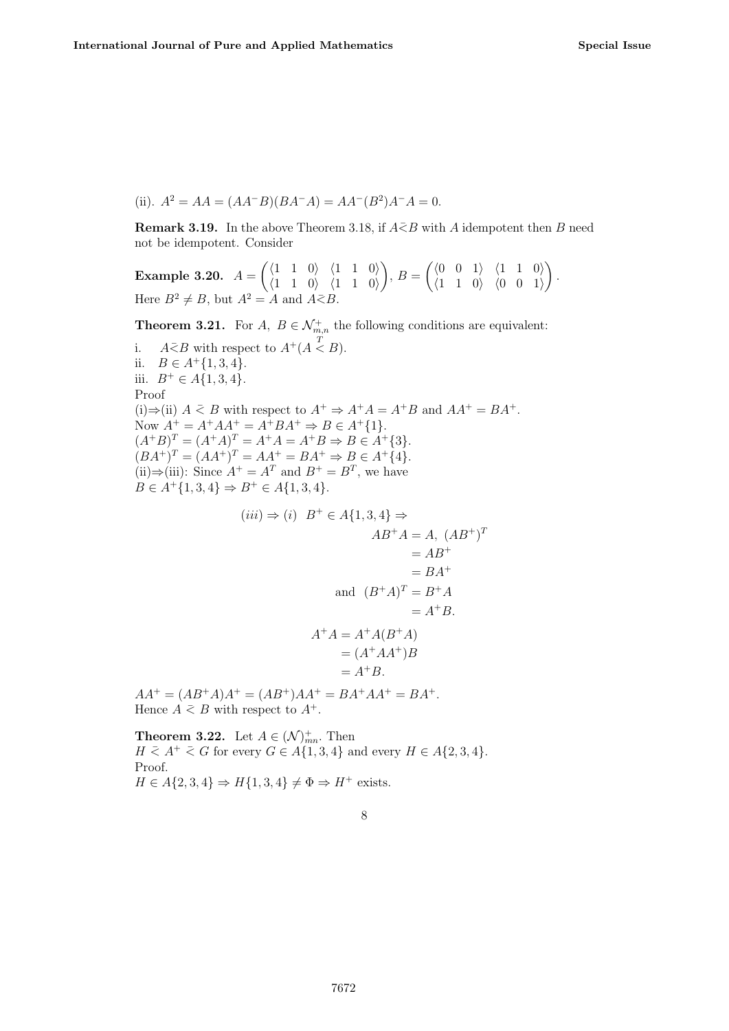(ii). $A^2 = AA = (AA^-B)(BA^-A) = AA^-(B^2)A^-A = 0$.

**Remark 3.19.** In the above Theorem 3.18, if $A\bar{<}B$ with $A$ idempotent then $B$ need not be idempotent. Consider

**Example 3.20.** $A = \begin{pmatrix} \langle 1 & 1 & 0 \rangle & \langle 1 & 1 & 0 \rangle \\ \langle 1 & 1 & 0 \rangle & \langle 1 & 1 & 0 \rangle \end{pmatrix}$, $B = \begin{pmatrix} \langle 0 & 0 & 1 \rangle & \langle 1 & 1 & 0 \rangle \\ \langle 1 & 1 & 0 \rangle & \langle 0 & 0 & 1 \rangle \end{pmatrix}$.
Here $B^2 \neq B$, but $A^2 = A$ and $A\bar{<}B$.

**Theorem 3.21.** For $A,\ B \in \mathcal{N}^+_{m,n}$ the following conditions are equivalent:

i. $A\bar{<}B$ with respect to $A^+(A \overset{T}{<} B)$.
ii. $B \in A^+\{1,3,4\}$.
iii. $B^+ \in A\{1,3,4\}$.

Proof

(i)⇒(ii) $A \bar{<} B$ with respect to $A^+ \Rightarrow A^+A = A^+B$ and $AA^+ = BA^+$.
Now $A^+ = A^+AA^+ = A^+BA^+ \Rightarrow B \in A^+\{1\}$.
$(A^+B)^T = (A^+A)^T = A^+A = A^+B \Rightarrow B \in A^+\{3\}$.
$(BA^+)^T = (AA^+)^T = AA^+ = BA^+ \Rightarrow B \in A^+\{4\}$.
(ii)⇒(iii): Since $A^+ = A^T$ and $B^+ = B^T$, we have
$B \in A^+\{1,3,4\} \Rightarrow B^+ \in A\{1,3,4\}$.

$$
\begin{aligned}
(iii) \Rightarrow (i) \quad B^+ \in A\{1,3,4\} \Rightarrow\ & \\
AB^+A = A,\ (AB^+)^T &= AB^+ \\
&= BA^+ \\
\text{and } (B^+A)^T &= B^+A \\
&= A^+B.
\end{aligned}
$$

$$
\begin{aligned}
A^+A &= A^+A(B^+A) \\
&= (A^+AA^+)B \\
&= A^+B.
\end{aligned}
$$

$AA^+ = (AB^+A)A^+ = (AB^+)AA^+ = BA^+AA^+ = BA^+$.
Hence $A \bar{<} B$ with respect to $A^+$.

**Theorem 3.22.** Let $A \in (\mathcal{N})^+_{mn}$. Then
$H \bar{<} A^+ \bar{<} G$ for every $G \in A\{1,3,4\}$ and every $H \in A\{2,3,4\}$.
Proof.
$H \in A\{2,3,4\} \Rightarrow H\{1,3,4\} \neq \Phi \Rightarrow H^+$ exists.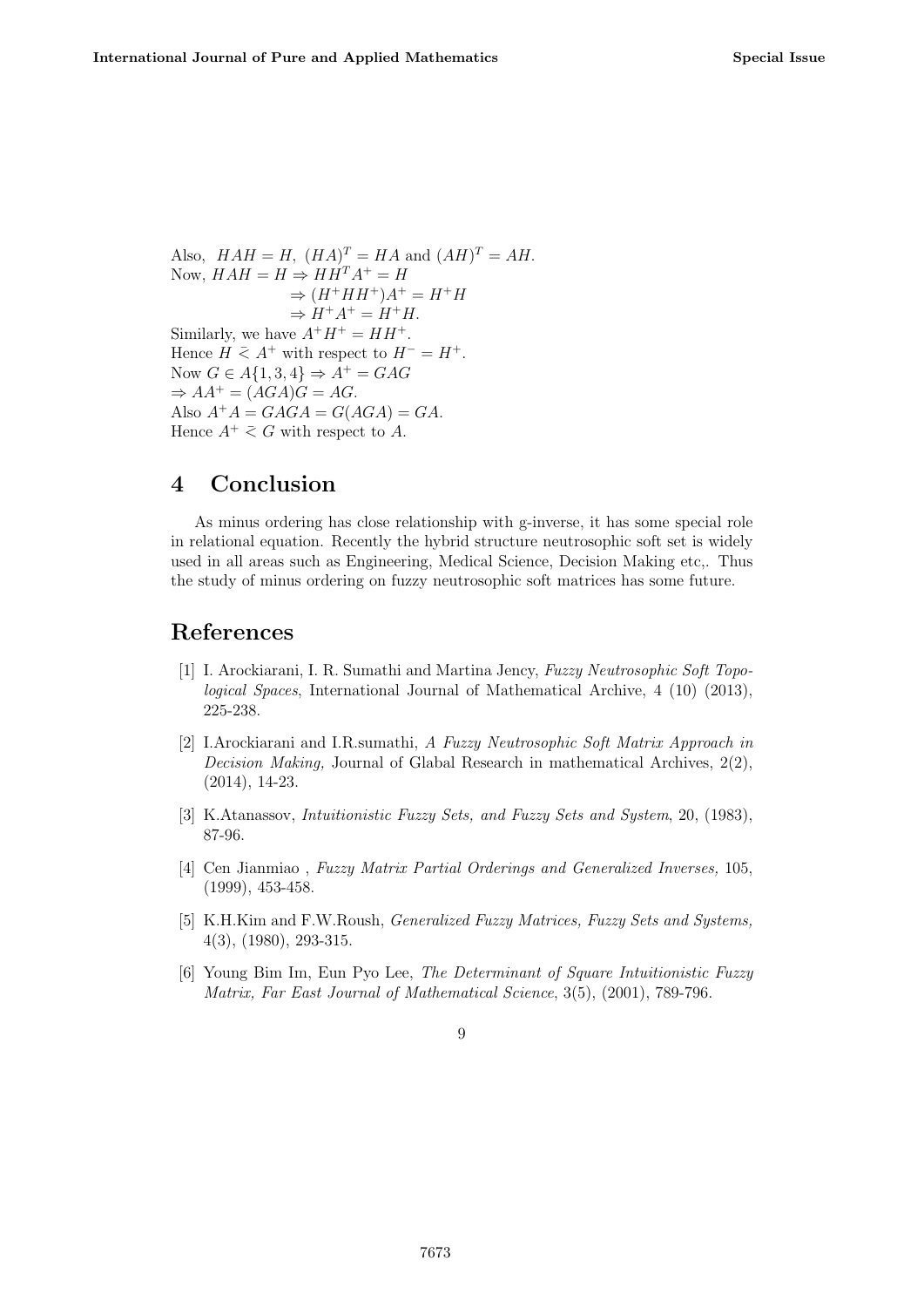Also, $HAH = H$, $(HA)^T = HA$ and $(AH)^T = AH$.
Now, $HAH = H \Rightarrow HH^T A^+ = H$

$\Rightarrow (H^+HH^+)A^+ = H^+H$

$\Rightarrow H^+A^+ = H^+H.$

Similarly, we have $A^+H^+ = HH^+$.
Hence $H \lessdot A^+$ with respect to $H^- = H^+$.
Now $G \in A\{1, 3, 4\} \Rightarrow A^+ = GAG$
$\Rightarrow AA^+ = (AGA)G = AG.$
Also $A^+A = GAGA = G(AGA) = GA.$
Hence $A^+ \lessdot G$ with respect to $A$.

## 4 Conclusion

As minus ordering has close relationship with g-inverse, it has some special role in relational equation. Recently the hybrid structure neutrosophic soft set is widely used in all areas such as Engineering, Medical Science, Decision Making etc,. Thus the study of minus ordering on fuzzy neutrosophic soft matrices has some future.

## References

[1] I. Arockiarani, I. R. Sumathi and Martina Jency, *Fuzzy Neutrosophic Soft Topological Spaces*, International Journal of Mathematical Archive, 4 (10) (2013), 225-238.

[2] I.Arockiarani and I.R.sumathi, *A Fuzzy Neutrosophic Soft Matrix Approach in Decision Making,* Journal of Glabal Research in mathematical Archives, 2(2), (2014), 14-23.

[3] K.Atanassov, *Intuitionistic Fuzzy Sets, and Fuzzy Sets and System*, 20, (1983), 87-96.

[4] Cen Jianmiao , *Fuzzy Matrix Partial Orderings and Generalized Inverses,* 105, (1999), 453-458.

[5] K.H.Kim and F.W.Roush, *Generalized Fuzzy Matrices, Fuzzy Sets and Systems,* 4(3), (1980), 293-315.

[6] Young Bim Im, Eun Pyo Lee, *The Determinant of Square Intuitionistic Fuzzy Matrix, Far East Journal of Mathematical Science*, 3(5), (2001), 789-796.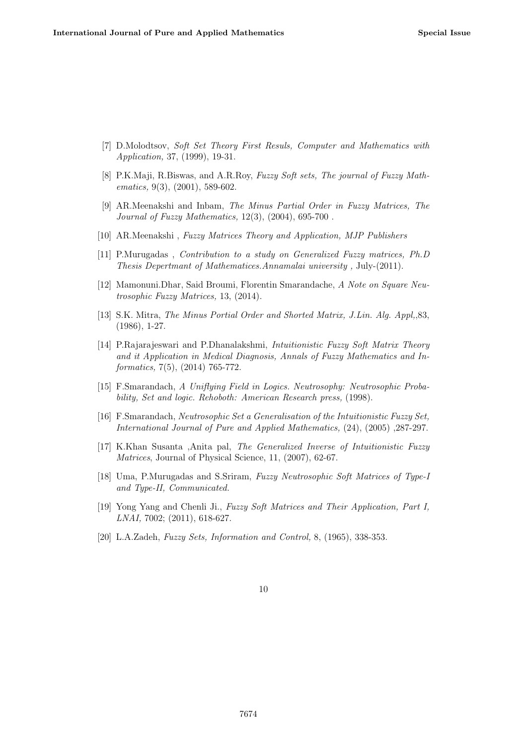[7] D.Molodtsov, *Soft Set Theory First Resuls, Computer and Mathematics with Application,* 37, (1999), 19-31.

[8] P.K.Maji, R.Biswas, and A.R.Roy, *Fuzzy Soft sets, The journal of Fuzzy Mathematics,* 9(3), (2001), 589-602.

[9] AR.Meenakshi and Inbam, *The Minus Partial Order in Fuzzy Matrices, The Journal of Fuzzy Mathematics,* 12(3), (2004), 695-700 .

[10] AR.Meenakshi , *Fuzzy Matrices Theory and Application, MJP Publishers*

[11] P.Murugadas , *Contribution to a study on Generalized Fuzzy matrices, Ph.D Thesis Depertmant of Mathematices.Annamalai university* , July-(2011).

[12] Mamonuni.Dhar, Said Broumi, Florentin Smarandache, *A Note on Square Neutrosophic Fuzzy Matrices,* 13, (2014).

[13] S.K. Mitra, *The Minus Portial Order and Shorted Matrix, J.Lin. Alg. Appl,*,83, (1986), 1-27.

[14] P.Rajarajeswari and P.Dhanalakshmi, *Intuitionistic Fuzzy Soft Matrix Theory and it Application in Medical Diagnosis, Annals of Fuzzy Mathematics and Informatics,* 7(5), (2014) 765-772.

[15] F.Smarandach, *A Uniflying Field in Logics. Neutrosophy: Neutrosophic Probability, Set and logic. Rehoboth: American Research press,* (1998).

[16] F.Smarandach, *Neutrosophic Set a Generalisation of the Intuitionistic Fuzzy Set, International Journal of Pure and Applied Mathematics,* (24), (2005) ,287-297.

[17] K.Khan Susanta ,Anita pal, *The Generalized Inverse of Intuitionistic Fuzzy Matrices*, Journal of Physical Science, 11, (2007), 62-67.

[18] Uma, P.Murugadas and S.Sriram, *Fuzzy Neutrosophic Soft Matrices of Type-I and Type-II, Communicated.*

[19] Yong Yang and Chenli Ji., *Fuzzy Soft Matrices and Their Application, Part I, LNAI,* 7002; (2011), 618-627.

[20] L.A.Zadeh, *Fuzzy Sets, Information and Control,* 8, (1965), 338-353.